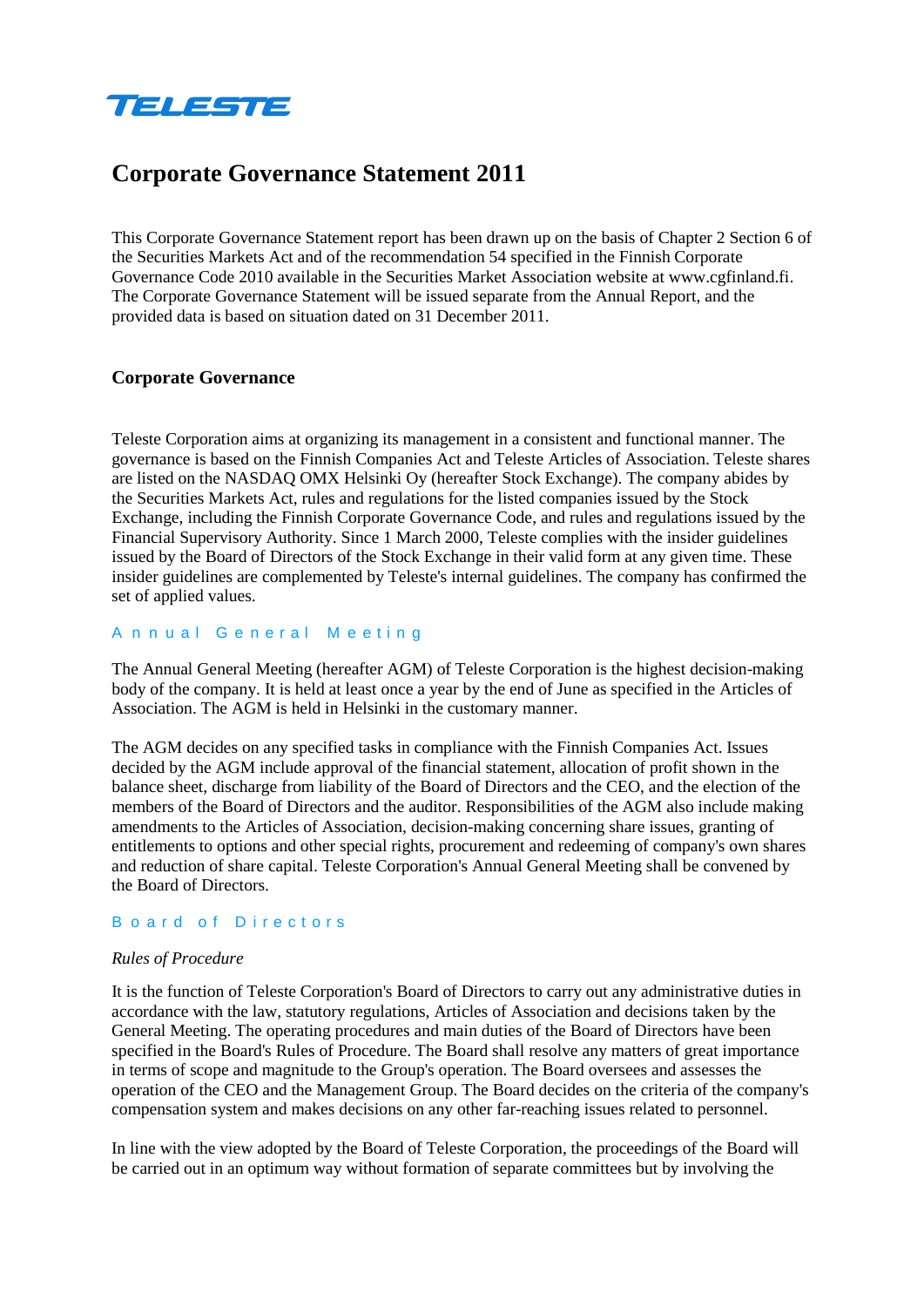TELESTE

# Corporate Governance Statement 2011

This Corporate Governance Statement report has been drawn up on the basis of Chapter 2 Section 6 of the Securities Markets Act and of the recommendation 54 specified in the Finnish Corporate Governance Code 2010 available in the Securities Market Association website at www.cgfinland.fi. The Corporate Governance Statement will be issued separate from the Annual Report, and the provided data is based on situation dated on 31 December 2011.

## Corporate Governance

Teleste Corporation aims at organizing its management in a consistent and functional manner. The governance is based on the Finnish Companies Act and Teleste Articles of Association. Teleste shares are listed on the NASDAQ OMX Helsinki Oy (hereafter Stock Exchange). The company abides by the Securities Markets Act, rules and regulations for the listed companies issued by the Stock Exchange, including the Finnish Corporate Governance Code, and rules and regulations issued by the Financial Supervisory Authority. Since 1 March 2000, Teleste complies with the insider guidelines issued by the Board of Directors of the Stock Exchange in their valid form at any given time. These insider guidelines are complemented by Teleste's internal guidelines. The company has confirmed the set of applied values.

### Annual General Meeting

The Annual General Meeting (hereafter AGM) of Teleste Corporation is the highest decision-making body of the company. It is held at least once a year by the end of June as specified in the Articles of Association. The AGM is held in Helsinki in the customary manner.

The AGM decides on any specified tasks in compliance with the Finnish Companies Act. Issues decided by the AGM include approval of the financial statement, allocation of profit shown in the balance sheet, discharge from liability of the Board of Directors and the CEO, and the election of the members of the Board of Directors and the auditor. Responsibilities of the AGM also include making amendments to the Articles of Association, decision-making concerning share issues, granting of entitlements to options and other special rights, procurement and redeeming of company's own shares and reduction of share capital. Teleste Corporation's Annual General Meeting shall be convened by the Board of Directors.

### Board of Directors

*Rules of Procedure*

It is the function of Teleste Corporation's Board of Directors to carry out any administrative duties in accordance with the law, statutory regulations, Articles of Association and decisions taken by the General Meeting. The operating procedures and main duties of the Board of Directors have been specified in the Board's Rules of Procedure. The Board shall resolve any matters of great importance in terms of scope and magnitude to the Group's operation. The Board oversees and assesses the operation of the CEO and the Management Group. The Board decides on the criteria of the company's compensation system and makes decisions on any other far-reaching issues related to personnel.

In line with the view adopted by the Board of Teleste Corporation, the proceedings of the Board will be carried out in an optimum way without formation of separate committees but by involving the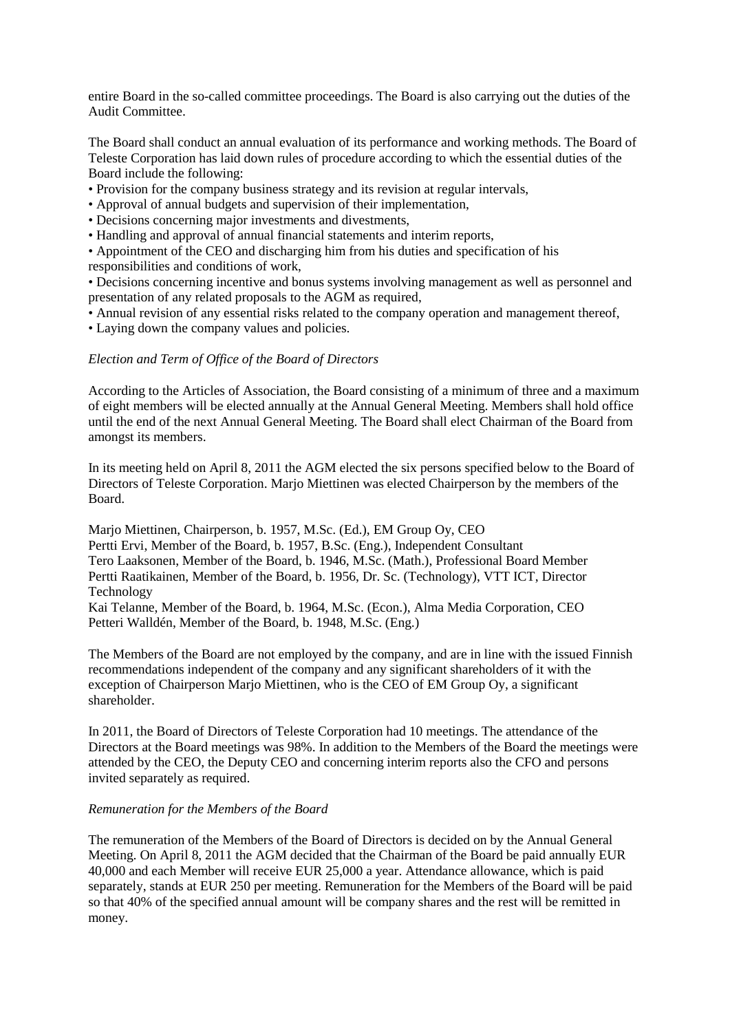entire Board in the so-called committee proceedings. The Board is also carrying out the duties of the Audit Committee.

The Board shall conduct an annual evaluation of its performance and working methods. The Board of Teleste Corporation has laid down rules of procedure according to which the essential duties of the Board include the following:

- Provision for the company business strategy and its revision at regular intervals,
- Approval of annual budgets and supervision of their implementation,
- Decisions concerning major investments and divestments,
- Handling and approval of annual financial statements and interim reports,
- Appointment of the CEO and discharging him from his duties and specification of his responsibilities and conditions of work,
- Decisions concerning incentive and bonus systems involving management as well as personnel and presentation of any related proposals to the AGM as required,
- Annual revision of any essential risks related to the company operation and management thereof,
- Laying down the company values and policies.

*Election and Term of Office of the Board of Directors*

According to the Articles of Association, the Board consisting of a minimum of three and a maximum of eight members will be elected annually at the Annual General Meeting. Members shall hold office until the end of the next Annual General Meeting. The Board shall elect Chairman of the Board from amongst its members.

In its meeting held on April 8, 2011 the AGM elected the six persons specified below to the Board of Directors of Teleste Corporation. Marjo Miettinen was elected Chairperson by the members of the Board.

Marjo Miettinen, Chairperson, b. 1957, M.Sc. (Ed.), EM Group Oy, CEO
Pertti Ervi, Member of the Board, b. 1957, B.Sc. (Eng.), Independent Consultant
Tero Laaksonen, Member of the Board, b. 1946, M.Sc. (Math.), Professional Board Member
Pertti Raatikainen, Member of the Board, b. 1956, Dr. Sc. (Technology), VTT ICT, Director Technology
Kai Telanne, Member of the Board, b. 1964, M.Sc. (Econ.), Alma Media Corporation, CEO
Petteri Walldén, Member of the Board, b. 1948, M.Sc. (Eng.)

The Members of the Board are not employed by the company, and are in line with the issued Finnish recommendations independent of the company and any significant shareholders of it with the exception of Chairperson Marjo Miettinen, who is the CEO of EM Group Oy, a significant shareholder.

In 2011, the Board of Directors of Teleste Corporation had 10 meetings. The attendance of the Directors at the Board meetings was 98%. In addition to the Members of the Board the meetings were attended by the CEO, the Deputy CEO and concerning interim reports also the CFO and persons invited separately as required.

*Remuneration for the Members of the Board*

The remuneration of the Members of the Board of Directors is decided on by the Annual General Meeting. On April 8, 2011 the AGM decided that the Chairman of the Board be paid annually EUR 40,000 and each Member will receive EUR 25,000 a year. Attendance allowance, which is paid separately, stands at EUR 250 per meeting. Remuneration for the Members of the Board will be paid so that 40% of the specified annual amount will be company shares and the rest will be remitted in money.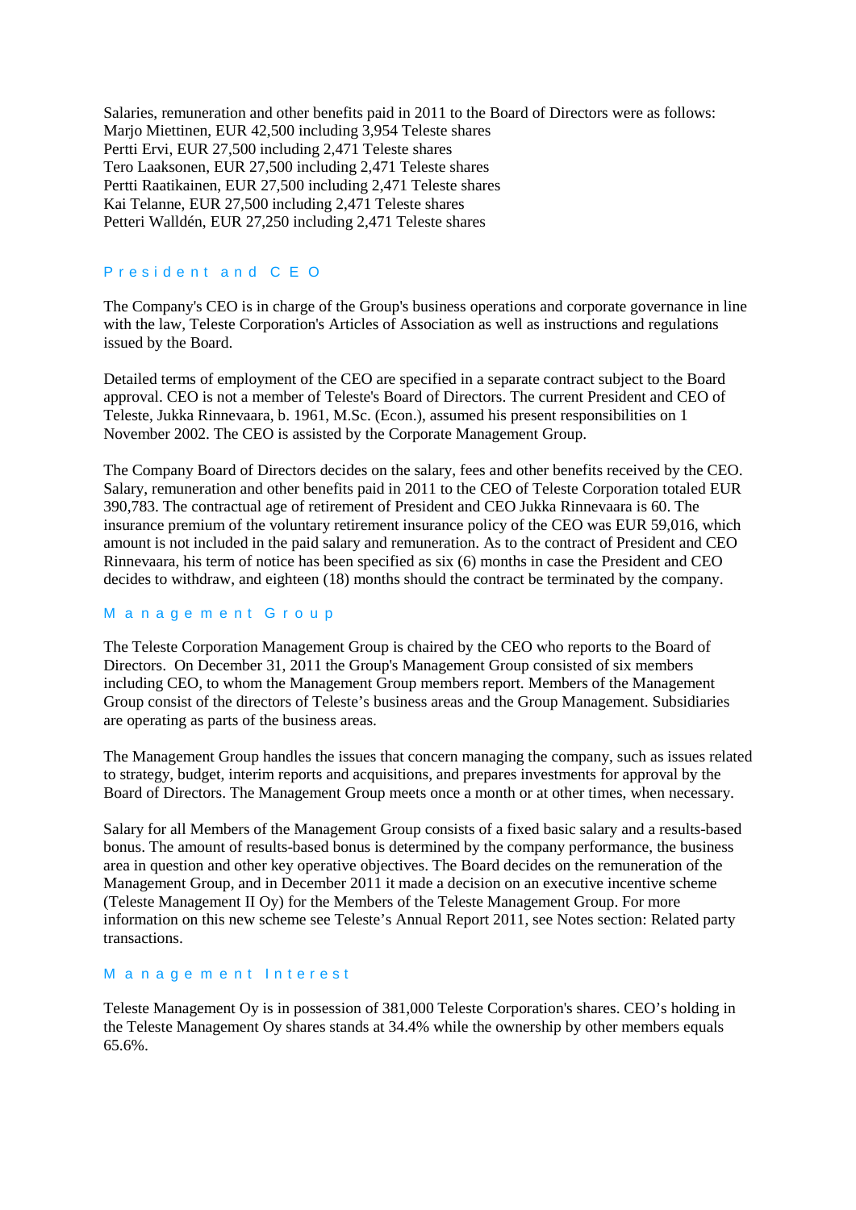Salaries, remuneration and other benefits paid in 2011 to the Board of Directors were as follows:
Marjo Miettinen, EUR 42,500 including 3,954 Teleste shares
Pertti Ervi, EUR 27,500 including 2,471 Teleste shares
Tero Laaksonen, EUR 27,500 including 2,471 Teleste shares
Pertti Raatikainen, EUR 27,500 including 2,471 Teleste shares
Kai Telanne, EUR 27,500 including 2,471 Teleste shares
Petteri Walldén, EUR 27,250 including 2,471 Teleste shares

## President and CEO

The Company's CEO is in charge of the Group's business operations and corporate governance in line with the law, Teleste Corporation's Articles of Association as well as instructions and regulations issued by the Board.

Detailed terms of employment of the CEO are specified in a separate contract subject to the Board approval. CEO is not a member of Teleste's Board of Directors. The current President and CEO of Teleste, Jukka Rinnevaara, b. 1961, M.Sc. (Econ.), assumed his present responsibilities on 1 November 2002. The CEO is assisted by the Corporate Management Group.

The Company Board of Directors decides on the salary, fees and other benefits received by the CEO. Salary, remuneration and other benefits paid in 2011 to the CEO of Teleste Corporation totaled EUR 390,783. The contractual age of retirement of President and CEO Jukka Rinnevaara is 60. The insurance premium of the voluntary retirement insurance policy of the CEO was EUR 59,016, which amount is not included in the paid salary and remuneration. As to the contract of President and CEO Rinnevaara, his term of notice has been specified as six (6) months in case the President and CEO decides to withdraw, and eighteen (18) months should the contract be terminated by the company.

## Management Group

The Teleste Corporation Management Group is chaired by the CEO who reports to the Board of Directors. On December 31, 2011 the Group's Management Group consisted of six members including CEO, to whom the Management Group members report. Members of the Management Group consist of the directors of Teleste's business areas and the Group Management. Subsidiaries are operating as parts of the business areas.

The Management Group handles the issues that concern managing the company, such as issues related to strategy, budget, interim reports and acquisitions, and prepares investments for approval by the Board of Directors. The Management Group meets once a month or at other times, when necessary.

Salary for all Members of the Management Group consists of a fixed basic salary and a results-based bonus. The amount of results-based bonus is determined by the company performance, the business area in question and other key operative objectives. The Board decides on the remuneration of the Management Group, and in December 2011 it made a decision on an executive incentive scheme (Teleste Management II Oy) for the Members of the Teleste Management Group. For more information on this new scheme see Teleste's Annual Report 2011, see Notes section: Related party transactions.

## Management Interest

Teleste Management Oy is in possession of 381,000 Teleste Corporation's shares. CEO's holding in the Teleste Management Oy shares stands at 34.4% while the ownership by other members equals 65.6%.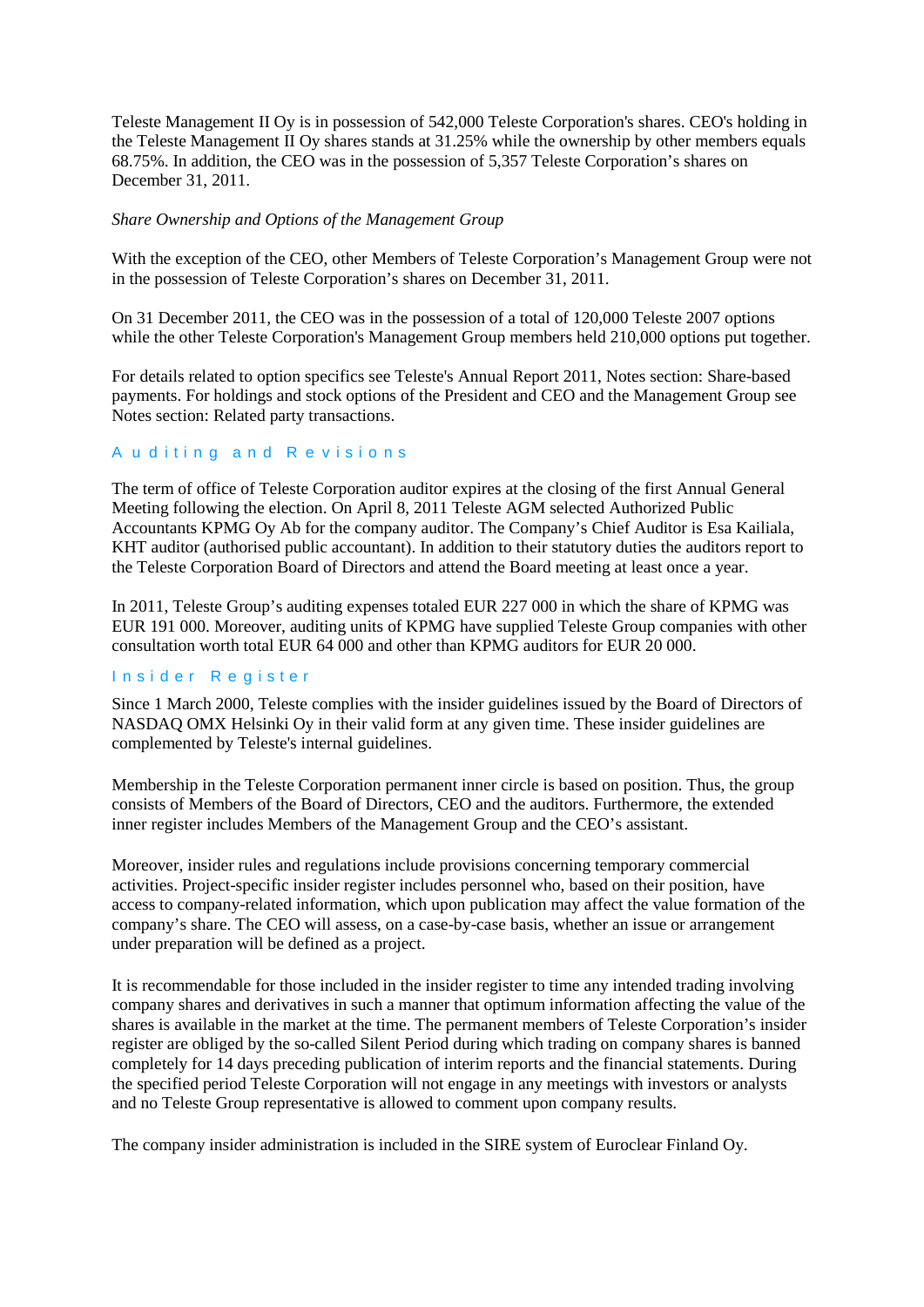Teleste Management II Oy is in possession of 542,000 Teleste Corporation's shares. CEO's holding in the Teleste Management II Oy shares stands at 31.25% while the ownership by other members equals 68.75%. In addition, the CEO was in the possession of 5,357 Teleste Corporation's shares on December 31, 2011.

*Share Ownership and Options of the Management Group*

With the exception of the CEO, other Members of Teleste Corporation's Management Group were not in the possession of Teleste Corporation's shares on December 31, 2011.

On 31 December 2011, the CEO was in the possession of a total of 120,000 Teleste 2007 options while the other Teleste Corporation's Management Group members held 210,000 options put together.

For details related to option specifics see Teleste's Annual Report 2011, Notes section: Share-based payments. For holdings and stock options of the President and CEO and the Management Group see Notes section: Related party transactions.

## Auditing and Revisions

The term of office of Teleste Corporation auditor expires at the closing of the first Annual General Meeting following the election. On April 8, 2011 Teleste AGM selected Authorized Public Accountants KPMG Oy Ab for the company auditor. The Company's Chief Auditor is Esa Kailiala, KHT auditor (authorised public accountant). In addition to their statutory duties the auditors report to the Teleste Corporation Board of Directors and attend the Board meeting at least once a year.

In 2011, Teleste Group's auditing expenses totaled EUR 227 000 in which the share of KPMG was EUR 191 000. Moreover, auditing units of KPMG have supplied Teleste Group companies with other consultation worth total EUR 64 000 and other than KPMG auditors for EUR 20 000.

## Insider Register

Since 1 March 2000, Teleste complies with the insider guidelines issued by the Board of Directors of NASDAQ OMX Helsinki Oy in their valid form at any given time. These insider guidelines are complemented by Teleste's internal guidelines.

Membership in the Teleste Corporation permanent inner circle is based on position. Thus, the group consists of Members of the Board of Directors, CEO and the auditors. Furthermore, the extended inner register includes Members of the Management Group and the CEO's assistant.

Moreover, insider rules and regulations include provisions concerning temporary commercial activities. Project-specific insider register includes personnel who, based on their position, have access to company-related information, which upon publication may affect the value formation of the company's share. The CEO will assess, on a case-by-case basis, whether an issue or arrangement under preparation will be defined as a project.

It is recommendable for those included in the insider register to time any intended trading involving company shares and derivatives in such a manner that optimum information affecting the value of the shares is available in the market at the time. The permanent members of Teleste Corporation's insider register are obliged by the so-called Silent Period during which trading on company shares is banned completely for 14 days preceding publication of interim reports and the financial statements. During the specified period Teleste Corporation will not engage in any meetings with investors or analysts and no Teleste Group representative is allowed to comment upon company results.

The company insider administration is included in the SIRE system of Euroclear Finland Oy.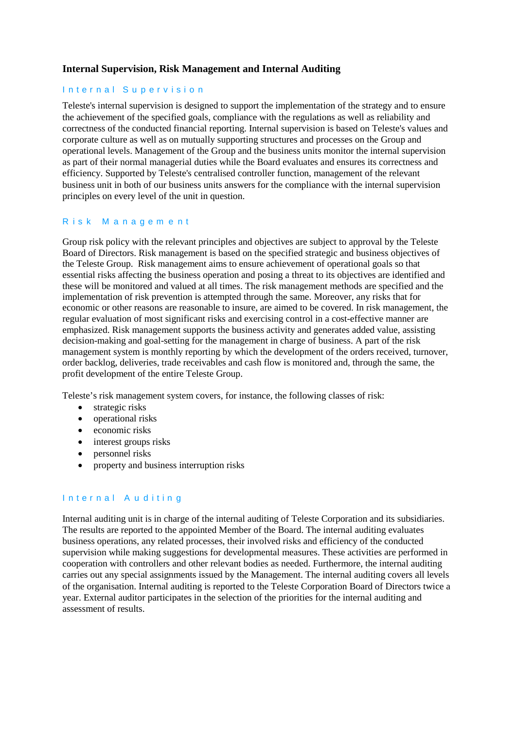## Internal Supervision, Risk Management and Internal Auditing

### Internal Supervision

Teleste's internal supervision is designed to support the implementation of the strategy and to ensure the achievement of the specified goals, compliance with the regulations as well as reliability and correctness of the conducted financial reporting. Internal supervision is based on Teleste's values and corporate culture as well as on mutually supporting structures and processes on the Group and operational levels. Management of the Group and the business units monitor the internal supervision as part of their normal managerial duties while the Board evaluates and ensures its correctness and efficiency. Supported by Teleste's centralised controller function, management of the relevant business unit in both of our business units answers for the compliance with the internal supervision principles on every level of the unit in question.

### Risk Management

Group risk policy with the relevant principles and objectives are subject to approval by the Teleste Board of Directors. Risk management is based on the specified strategic and business objectives of the Teleste Group. Risk management aims to ensure achievement of operational goals so that essential risks affecting the business operation and posing a threat to its objectives are identified and these will be monitored and valued at all times. The risk management methods are specified and the implementation of risk prevention is attempted through the same. Moreover, any risks that for economic or other reasons are reasonable to insure, are aimed to be covered. In risk management, the regular evaluation of most significant risks and exercising control in a cost-effective manner are emphasized. Risk management supports the business activity and generates added value, assisting decision-making and goal-setting for the management in charge of business. A part of the risk management system is monthly reporting by which the development of the orders received, turnover, order backlog, deliveries, trade receivables and cash flow is monitored and, through the same, the profit development of the entire Teleste Group.

Teleste's risk management system covers, for instance, the following classes of risk:

- strategic risks
- operational risks
- economic risks
- interest groups risks
- personnel risks
- property and business interruption risks

### Internal Auditing

Internal auditing unit is in charge of the internal auditing of Teleste Corporation and its subsidiaries. The results are reported to the appointed Member of the Board. The internal auditing evaluates business operations, any related processes, their involved risks and efficiency of the conducted supervision while making suggestions for developmental measures. These activities are performed in cooperation with controllers and other relevant bodies as needed. Furthermore, the internal auditing carries out any special assignments issued by the Management. The internal auditing covers all levels of the organisation. Internal auditing is reported to the Teleste Corporation Board of Directors twice a year. External auditor participates in the selection of the priorities for the internal auditing and assessment of results.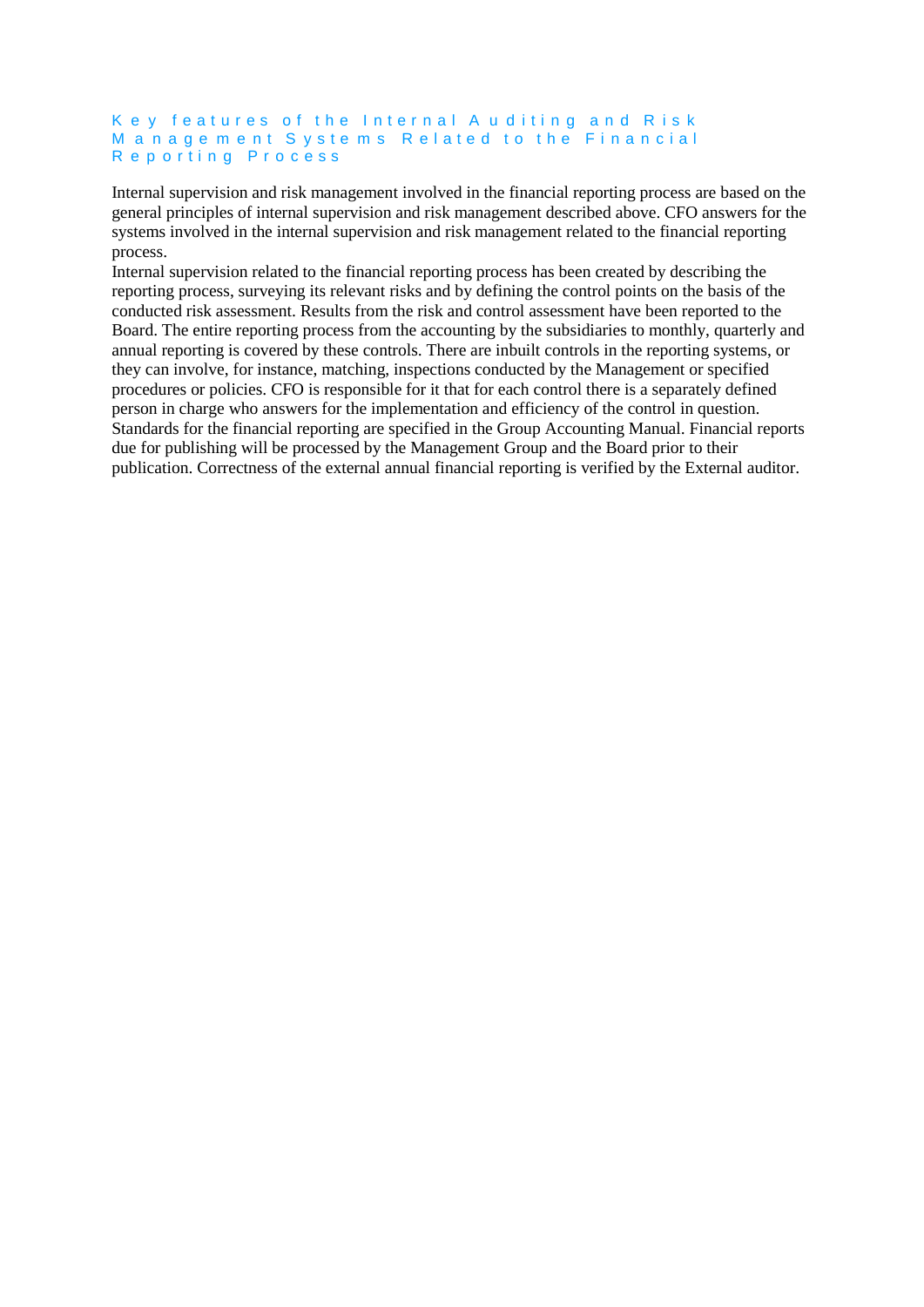## Key features of the Internal Auditing and Risk Management Systems Related to the Financial Reporting Process

Internal supervision and risk management involved in the financial reporting process are based on the general principles of internal supervision and risk management described above. CFO answers for the systems involved in the internal supervision and risk management related to the financial reporting process.

Internal supervision related to the financial reporting process has been created by describing the reporting process, surveying its relevant risks and by defining the control points on the basis of the conducted risk assessment. Results from the risk and control assessment have been reported to the Board. The entire reporting process from the accounting by the subsidiaries to monthly, quarterly and annual reporting is covered by these controls. There are inbuilt controls in the reporting systems, or they can involve, for instance, matching, inspections conducted by the Management or specified procedures or policies. CFO is responsible for it that for each control there is a separately defined person in charge who answers for the implementation and efficiency of the control in question. Standards for the financial reporting are specified in the Group Accounting Manual. Financial reports due for publishing will be processed by the Management Group and the Board prior to their publication. Correctness of the external annual financial reporting is verified by the External auditor.